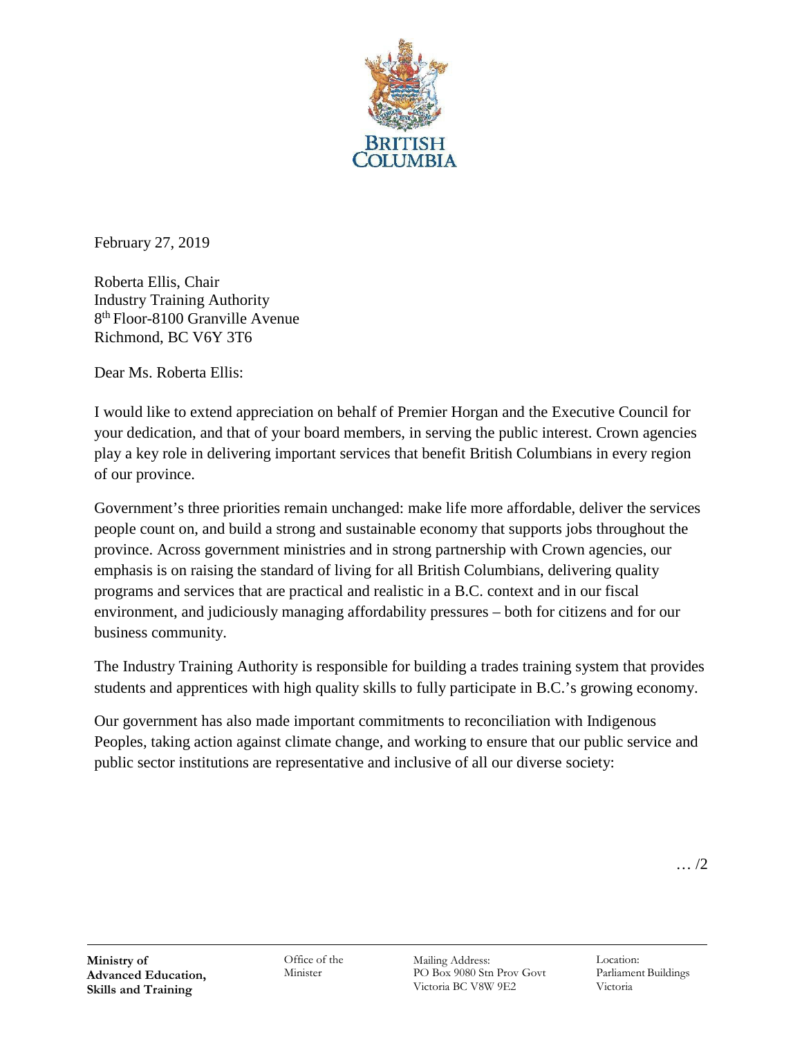BRITISH COLUMBIA

February 27, 2019

Roberta Ellis, Chair
Industry Training Authority
8th Floor-8100 Granville Avenue
Richmond, BC V6Y 3T6

Dear Ms. Roberta Ellis:

I would like to extend appreciation on behalf of Premier Horgan and the Executive Council for your dedication, and that of your board members, in serving the public interest. Crown agencies play a key role in delivering important services that benefit British Columbians in every region of our province.

Government's three priorities remain unchanged: make life more affordable, deliver the services people count on, and build a strong and sustainable economy that supports jobs throughout the province. Across government ministries and in strong partnership with Crown agencies, our emphasis is on raising the standard of living for all British Columbians, delivering quality programs and services that are practical and realistic in a B.C. context and in our fiscal environment, and judiciously managing affordability pressures – both for citizens and for our business community.

The Industry Training Authority is responsible for building a trades training system that provides students and apprentices with high quality skills to fully participate in B.C.'s growing economy.

Our government has also made important commitments to reconciliation with Indigenous Peoples, taking action against climate change, and working to ensure that our public service and public sector institutions are representative and inclusive of all our diverse society:

… /2

**Ministry of Advanced Education, Skills and Training**

Office of the Minister

Mailing Address:
PO Box 9080 Stn Prov Govt
Victoria BC V8W 9E2

Location:
Parliament Buildings
Victoria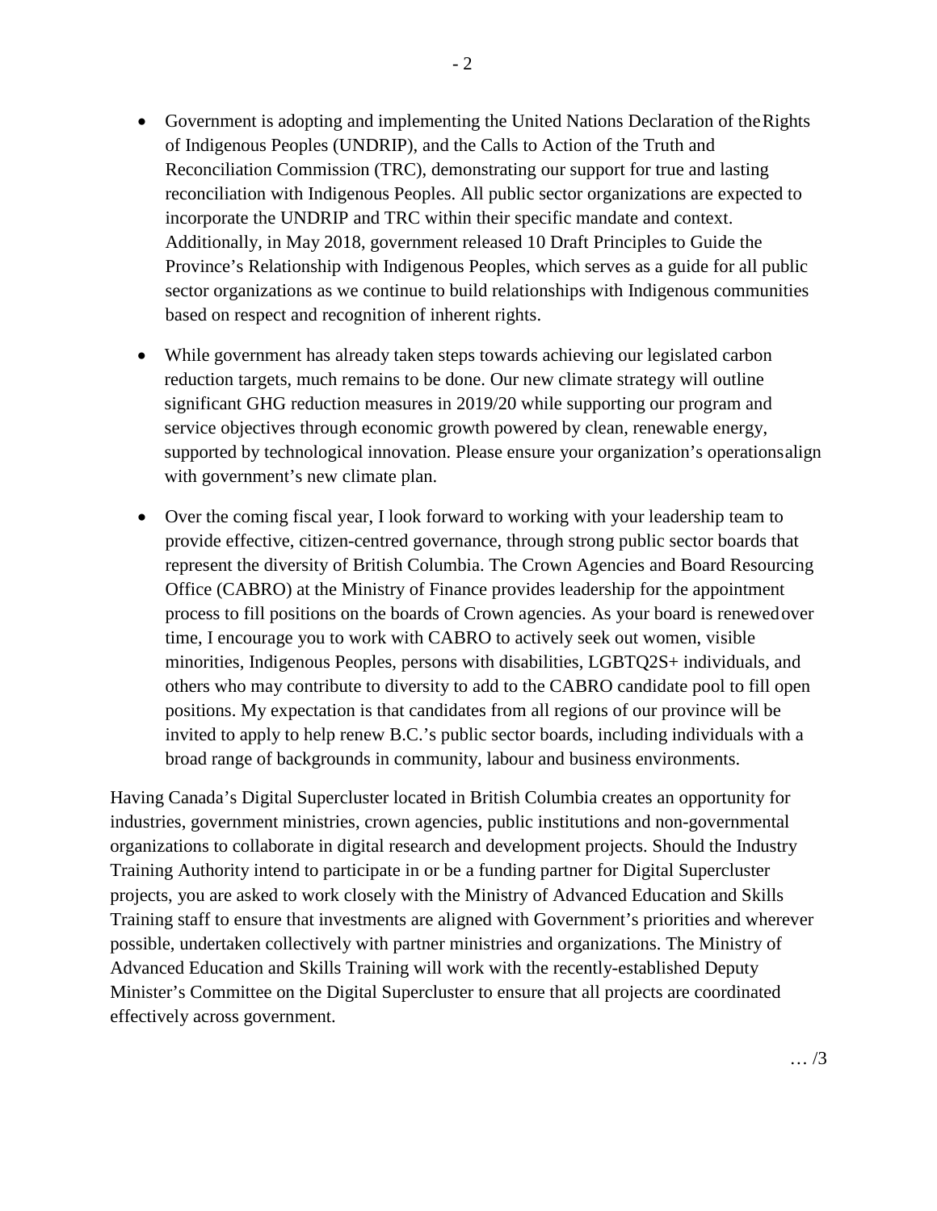- Government is adopting and implementing the United Nations Declaration of the Rights of Indigenous Peoples (UNDRIP), and the Calls to Action of the Truth and Reconciliation Commission (TRC), demonstrating our support for true and lasting reconciliation with Indigenous Peoples. All public sector organizations are expected to incorporate the UNDRIP and TRC within their specific mandate and context. Additionally, in May 2018, government released 10 Draft Principles to Guide the Province's Relationship with Indigenous Peoples, which serves as a guide for all public sector organizations as we continue to build relationships with Indigenous communities based on respect and recognition of inherent rights.

- While government has already taken steps towards achieving our legislated carbon reduction targets, much remains to be done. Our new climate strategy will outline significant GHG reduction measures in 2019/20 while supporting our program and service objectives through economic growth powered by clean, renewable energy, supported by technological innovation. Please ensure your organization's operations align with government's new climate plan.

- Over the coming fiscal year, I look forward to working with your leadership team to provide effective, citizen-centred governance, through strong public sector boards that represent the diversity of British Columbia. The Crown Agencies and Board Resourcing Office (CABRO) at the Ministry of Finance provides leadership for the appointment process to fill positions on the boards of Crown agencies. As your board is renewed over time, I encourage you to work with CABRO to actively seek out women, visible minorities, Indigenous Peoples, persons with disabilities, LGBTQ2S+ individuals, and others who may contribute to diversity to add to the CABRO candidate pool to fill open positions. My expectation is that candidates from all regions of our province will be invited to apply to help renew B.C.'s public sector boards, including individuals with a broad range of backgrounds in community, labour and business environments.

Having Canada's Digital Supercluster located in British Columbia creates an opportunity for industries, government ministries, crown agencies, public institutions and non-governmental organizations to collaborate in digital research and development projects. Should the Industry Training Authority intend to participate in or be a funding partner for Digital Supercluster projects, you are asked to work closely with the Ministry of Advanced Education and Skills Training staff to ensure that investments are aligned with Government's priorities and wherever possible, undertaken collectively with partner ministries and organizations. The Ministry of Advanced Education and Skills Training will work with the recently-established Deputy Minister's Committee on the Digital Supercluster to ensure that all projects are coordinated effectively across government.

… /3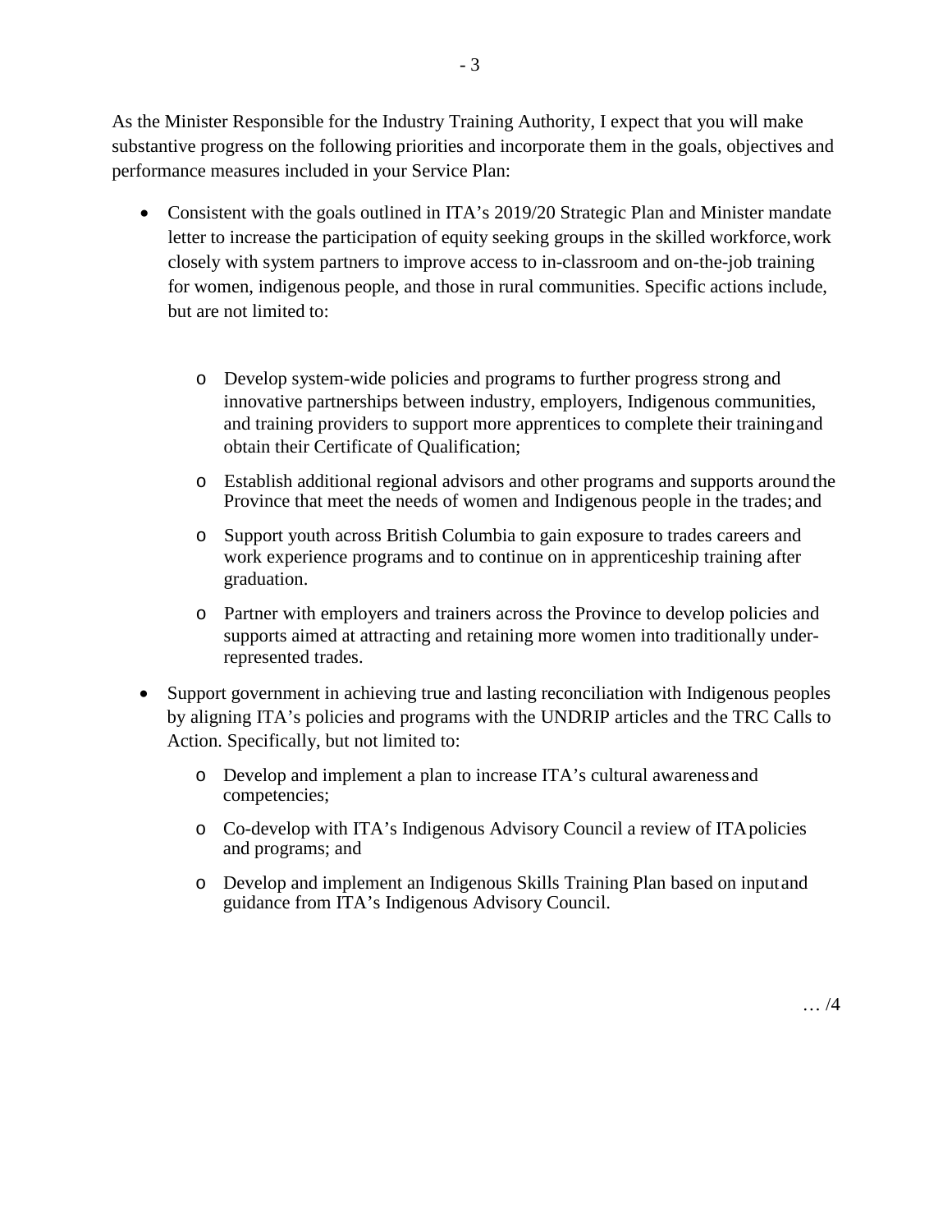As the Minister Responsible for the Industry Training Authority, I expect that you will make substantive progress on the following priorities and incorporate them in the goals, objectives and performance measures included in your Service Plan:

- Consistent with the goals outlined in ITA's 2019/20 Strategic Plan and Minister mandate letter to increase the participation of equity seeking groups in the skilled workforce, work closely with system partners to improve access to in-classroom and on-the-job training for women, indigenous people, and those in rural communities. Specific actions include, but are not limited to:
  - Develop system-wide policies and programs to further progress strong and innovative partnerships between industry, employers, Indigenous communities, and training providers to support more apprentices to complete their training and obtain their Certificate of Qualification;
  - Establish additional regional advisors and other programs and supports around the Province that meet the needs of women and Indigenous people in the trades; and
  - Support youth across British Columbia to gain exposure to trades careers and work experience programs and to continue on in apprenticeship training after graduation.
  - Partner with employers and trainers across the Province to develop policies and supports aimed at attracting and retaining more women into traditionally under-represented trades.
- Support government in achieving true and lasting reconciliation with Indigenous peoples by aligning ITA's policies and programs with the UNDRIP articles and the TRC Calls to Action. Specifically, but not limited to:
  - Develop and implement a plan to increase ITA's cultural awareness and competencies;
  - Co-develop with ITA's Indigenous Advisory Council a review of ITA policies and programs; and
  - Develop and implement an Indigenous Skills Training Plan based on input and guidance from ITA's Indigenous Advisory Council.

… /4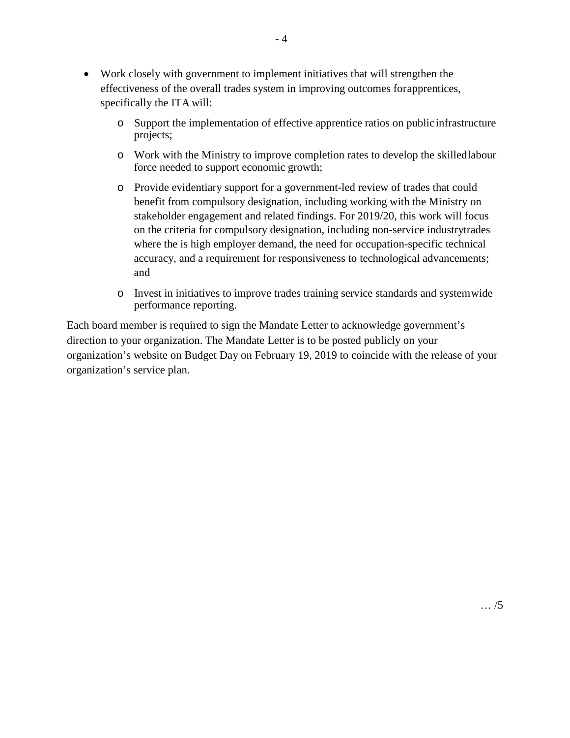- Work closely with government to implement initiatives that will strengthen the effectiveness of the overall trades system in improving outcomes for apprentices, specifically the ITA will:
  - Support the implementation of effective apprentice ratios on public infrastructure projects;
  - Work with the Ministry to improve completion rates to develop the skilled labour force needed to support economic growth;
  - Provide evidentiary support for a government-led review of trades that could benefit from compulsory designation, including working with the Ministry on stakeholder engagement and related findings. For 2019/20, this work will focus on the criteria for compulsory designation, including non-service industry trades where the is high employer demand, the need for occupation-specific technical accuracy, and a requirement for responsiveness to technological advancements; and
  - Invest in initiatives to improve trades training service standards and systemwide performance reporting.

Each board member is required to sign the Mandate Letter to acknowledge government's direction to your organization. The Mandate Letter is to be posted publicly on your organization's website on Budget Day on February 19, 2019 to coincide with the release of your organization's service plan.

… /5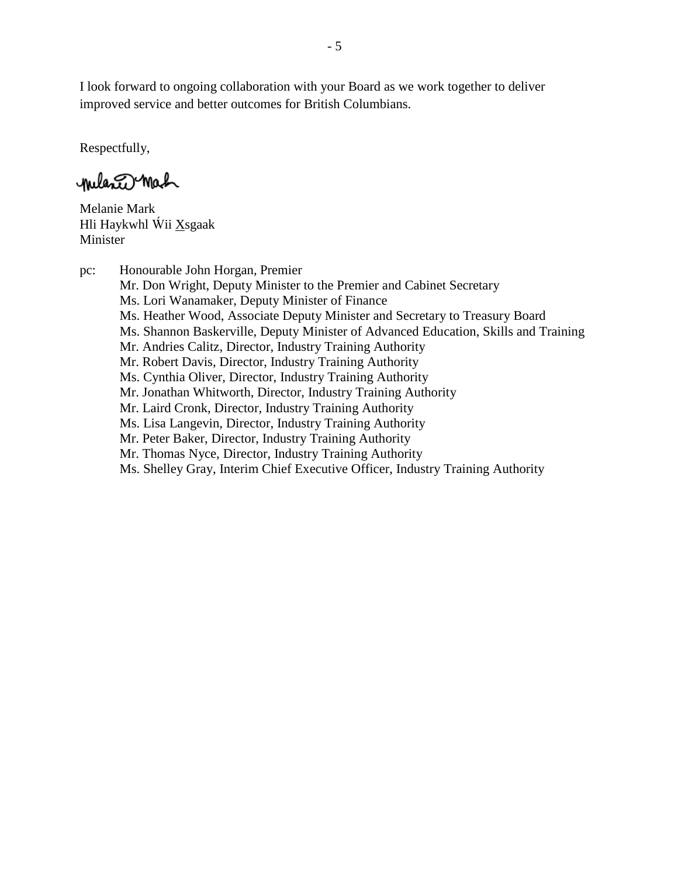I look forward to ongoing collaboration with your Board as we work together to deliver improved service and better outcomes for British Columbians.

Respectfully,

Melanie Mark
Hli Haykwhl Ẃii X̲sgaak
Minister

pc: Honourable John Horgan, Premier
Mr. Don Wright, Deputy Minister to the Premier and Cabinet Secretary
Ms. Lori Wanamaker, Deputy Minister of Finance
Ms. Heather Wood, Associate Deputy Minister and Secretary to Treasury Board
Ms. Shannon Baskerville, Deputy Minister of Advanced Education, Skills and Training
Mr. Andries Calitz, Director, Industry Training Authority
Mr. Robert Davis, Director, Industry Training Authority
Ms. Cynthia Oliver, Director, Industry Training Authority
Mr. Jonathan Whitworth, Director, Industry Training Authority
Mr. Laird Cronk, Director, Industry Training Authority
Ms. Lisa Langevin, Director, Industry Training Authority
Mr. Peter Baker, Director, Industry Training Authority
Mr. Thomas Nyce, Director, Industry Training Authority
Ms. Shelley Gray, Interim Chief Executive Officer, Industry Training Authority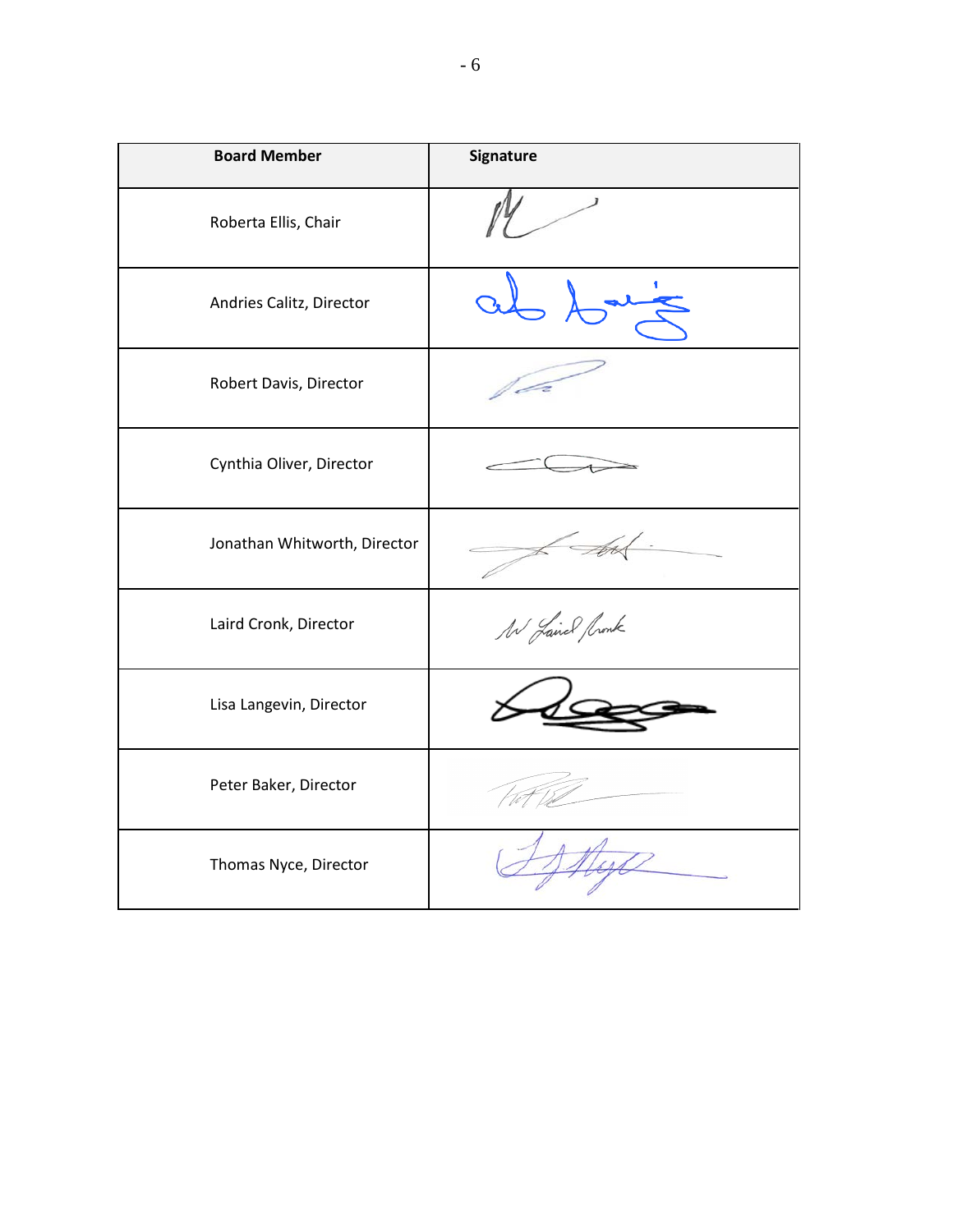| Board Member | Signature |
|---|---|
| Roberta Ellis, Chair | |
| Andries Calitz, Director | |
| Robert Davis, Director | |
| Cynthia Oliver, Director | |
| Jonathan Whitworth, Director | |
| Laird Cronk, Director | |
| Lisa Langevin, Director | |
| Peter Baker, Director | |
| Thomas Nyce, Director | |